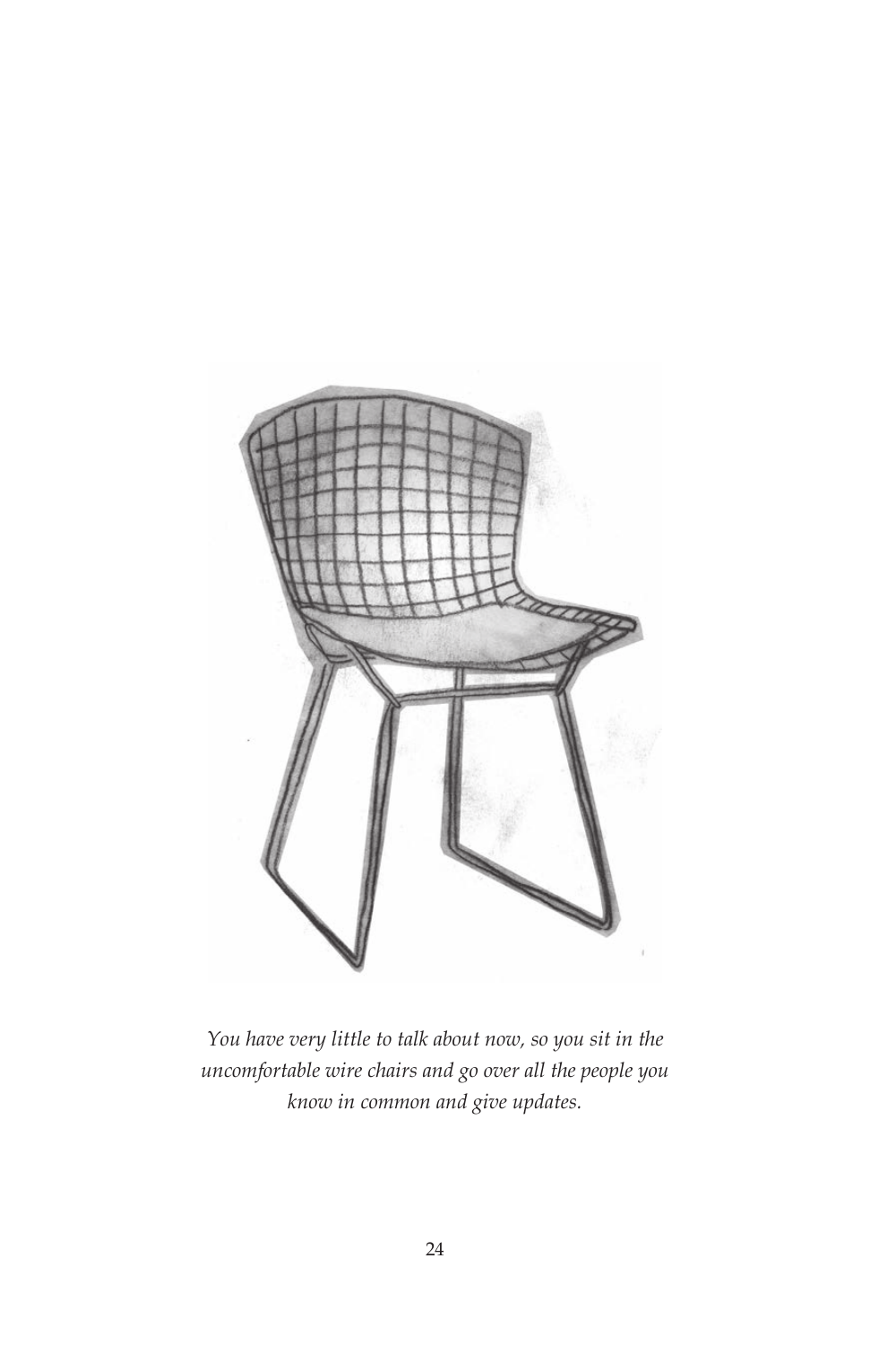*You have very little to talk about now, so you sit in the uncomfortable wire chairs and go over all the people you know in common and give updates.*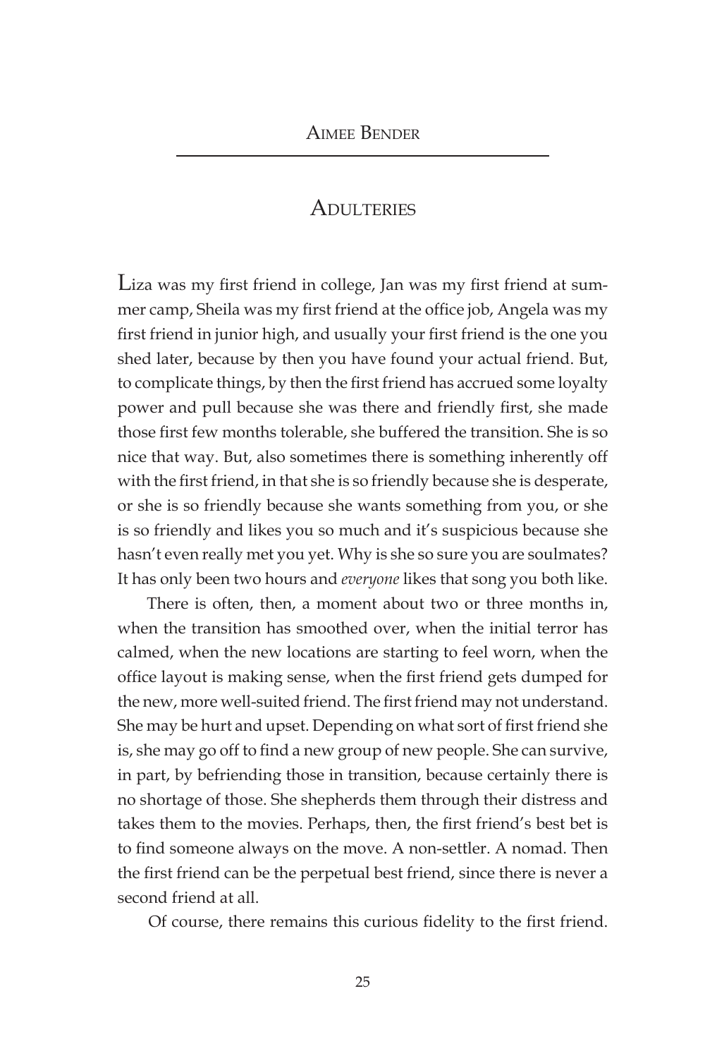Aimee Bender

## Adulteries

Liza was my first friend in college, Jan was my first friend at summer camp, Sheila was my first friend at the office job, Angela was my first friend in junior high, and usually your first friend is the one you shed later, because by then you have found your actual friend. But, to complicate things, by then the first friend has accrued some loyalty power and pull because she was there and friendly first, she made those first few months tolerable, she buffered the transition. She is so nice that way. But, also sometimes there is something inherently off with the first friend, in that she is so friendly because she is desperate, or she is so friendly because she wants something from you, or she is so friendly and likes you so much and it's suspicious because she hasn't even really met you yet. Why is she so sure you are soulmates? It has only been two hours and *everyone* likes that song you both like.

There is often, then, a moment about two or three months in, when the transition has smoothed over, when the initial terror has calmed, when the new locations are starting to feel worn, when the office layout is making sense, when the first friend gets dumped for the new, more well-suited friend. The first friend may not understand. She may be hurt and upset. Depending on what sort of first friend she is, she may go off to find a new group of new people. She can survive, in part, by befriending those in transition, because certainly there is no shortage of those. She shepherds them through their distress and takes them to the movies. Perhaps, then, the first friend's best bet is to find someone always on the move. A non-settler. A nomad. Then the first friend can be the perpetual best friend, since there is never a second friend at all.

Of course, there remains this curious fidelity to the first friend.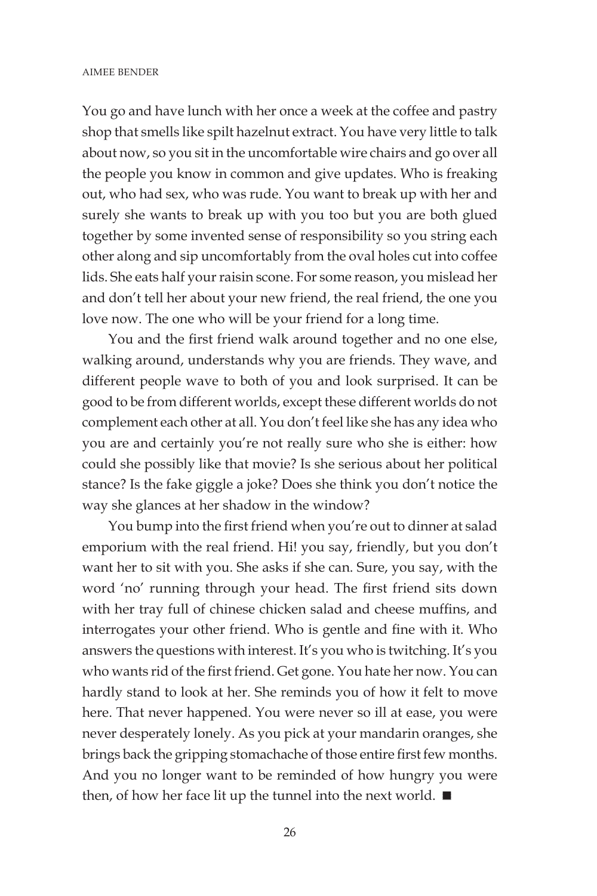You go and have lunch with her once a week at the coffee and pastry shop that smells like spilt hazelnut extract. You have very little to talk about now, so you sit in the uncomfortable wire chairs and go over all the people you know in common and give updates. Who is freaking out, who had sex, who was rude. You want to break up with her and surely she wants to break up with you too but you are both glued together by some invented sense of responsibility so you string each other along and sip uncomfortably from the oval holes cut into coffee lids. She eats half your raisin scone. For some reason, you mislead her and don't tell her about your new friend, the real friend, the one you love now. The one who will be your friend for a long time.

You and the first friend walk around together and no one else, walking around, understands why you are friends. They wave, and different people wave to both of you and look surprised. It can be good to be from different worlds, except these different worlds do not complement each other at all. You don't feel like she has any idea who you are and certainly you're not really sure who she is either: how could she possibly like that movie? Is she serious about her political stance? Is the fake giggle a joke? Does she think you don't notice the way she glances at her shadow in the window?

You bump into the first friend when you're out to dinner at salad emporium with the real friend. Hi! you say, friendly, but you don't want her to sit with you. She asks if she can. Sure, you say, with the word 'no' running through your head. The first friend sits down with her tray full of chinese chicken salad and cheese muffins, and interrogates your other friend. Who is gentle and fine with it. Who answers the questions with interest. It's you who is twitching. It's you who wants rid of the first friend. Get gone. You hate her now. You can hardly stand to look at her. She reminds you of how it felt to move here. That never happened. You were never so ill at ease, you were never desperately lonely. As you pick at your mandarin oranges, she brings back the gripping stomachache of those entire first few months. And you no longer want to be reminded of how hungry you were then, of how her face lit up the tunnel into the next world. ■